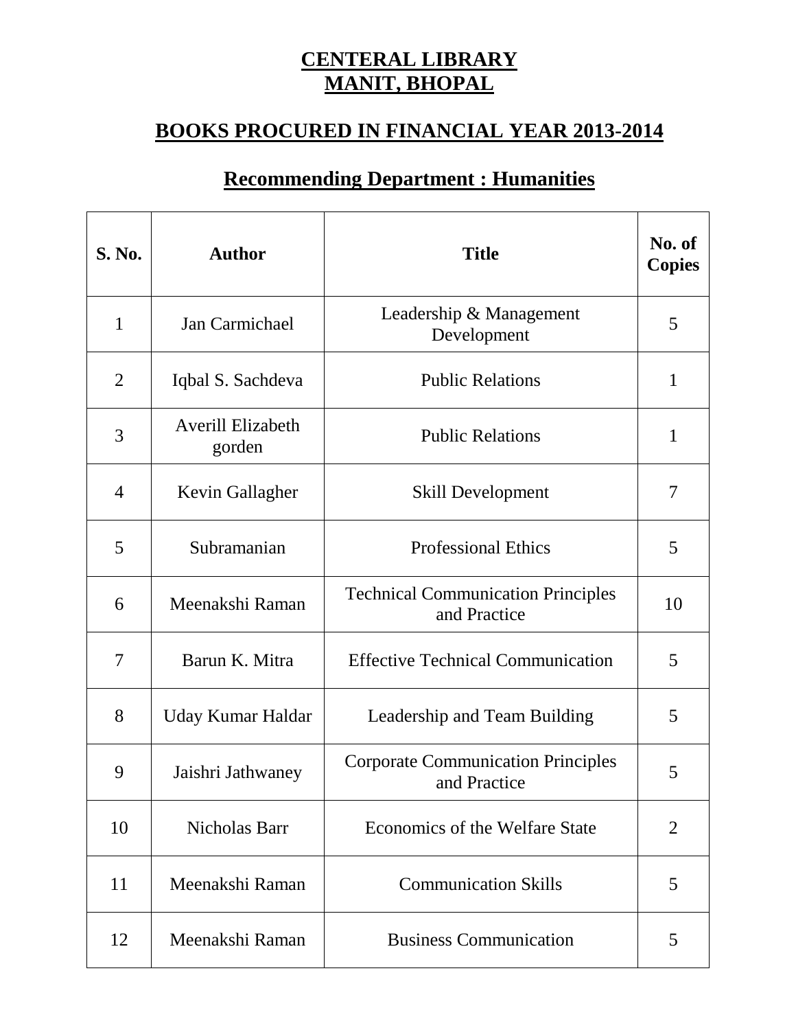# CENTERAL LIBRARY
# MANIT, BHOPAL

## BOOKS PROCURED IN FINANCIAL YEAR 2013-2014

### Recommending Department : Humanities

| S. No. | Author | Title | No. of Copies |
|---|---|---|---|
| 1 | Jan Carmichael | Leadership & Management Development | 5 |
| 2 | Iqbal S. Sachdeva | Public Relations | 1 |
| 3 | Averill Elizabeth gorden | Public Relations | 1 |
| 4 | Kevin Gallagher | Skill Development | 7 |
| 5 | Subramanian | Professional Ethics | 5 |
| 6 | Meenakshi Raman | Technical Communication Principles and Practice | 10 |
| 7 | Barun K. Mitra | Effective Technical Communication | 5 |
| 8 | Uday Kumar Haldar | Leadership and Team Building | 5 |
| 9 | Jaishri Jathwaney | Corporate Communication Principles and Practice | 5 |
| 10 | Nicholas Barr | Economics of the Welfare State | 2 |
| 11 | Meenakshi Raman | Communication Skills | 5 |
| 12 | Meenakshi Raman | Business Communication | 5 |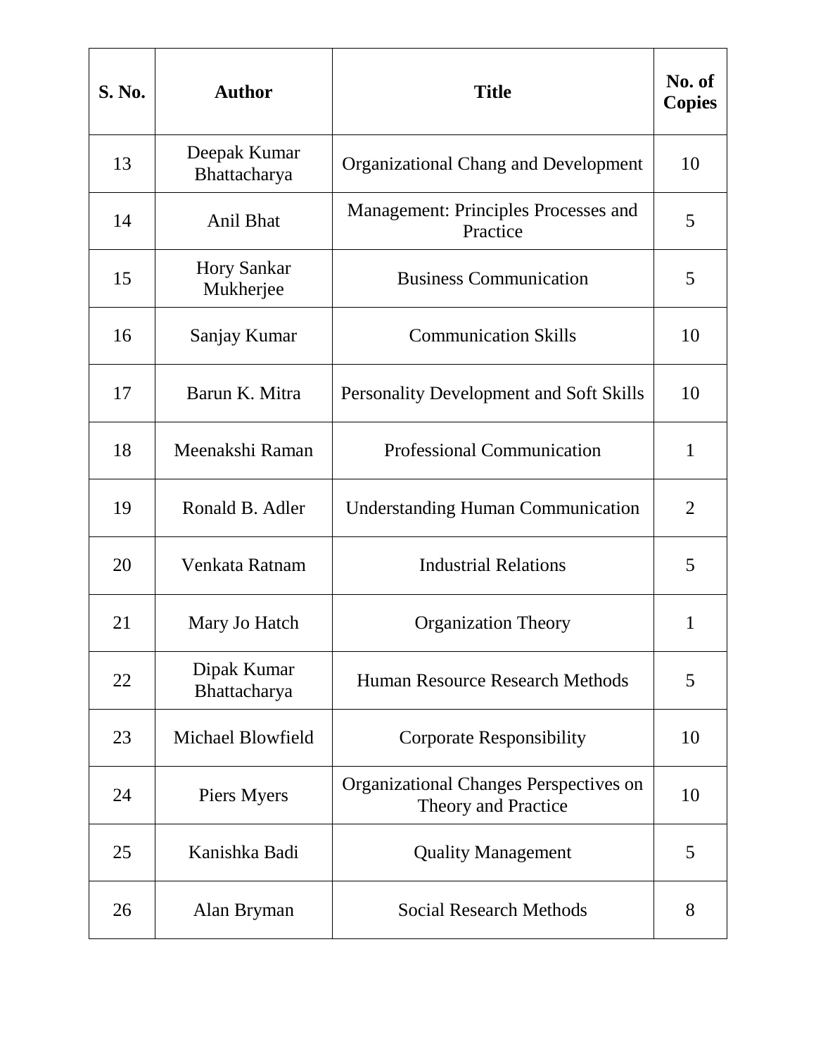| S. No. | Author | Title | No. of Copies |
|---|---|---|---|
| 13 | Deepak Kumar Bhattacharya | Organizational Chang and Development | 10 |
| 14 | Anil Bhat | Management: Principles Processes and Practice | 5 |
| 15 | Hory Sankar Mukherjee | Business Communication | 5 |
| 16 | Sanjay Kumar | Communication Skills | 10 |
| 17 | Barun K. Mitra | Personality Development and Soft Skills | 10 |
| 18 | Meenakshi Raman | Professional Communication | 1 |
| 19 | Ronald B. Adler | Understanding Human Communication | 2 |
| 20 | Venkata Ratnam | Industrial Relations | 5 |
| 21 | Mary Jo Hatch | Organization Theory | 1 |
| 22 | Dipak Kumar Bhattacharya | Human Resource Research Methods | 5 |
| 23 | Michael Blowfield | Corporate Responsibility | 10 |
| 24 | Piers Myers | Organizational Changes Perspectives on Theory and Practice | 10 |
| 25 | Kanishka Badi | Quality Management | 5 |
| 26 | Alan Bryman | Social Research Methods | 8 |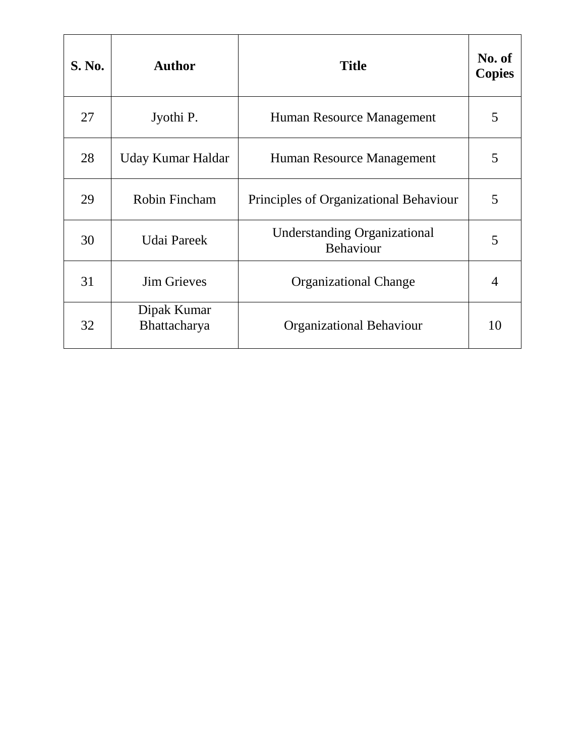| S. No. | Author | Title | No. of Copies |
|---|---|---|---|
| 27 | Jyothi P. | Human Resource Management | 5 |
| 28 | Uday Kumar Haldar | Human Resource Management | 5 |
| 29 | Robin Fincham | Principles of Organizational Behaviour | 5 |
| 30 | Udai Pareek | Understanding Organizational Behaviour | 5 |
| 31 | Jim Grieves | Organizational Change | 4 |
| 32 | Dipak Kumar Bhattacharya | Organizational Behaviour | 10 |